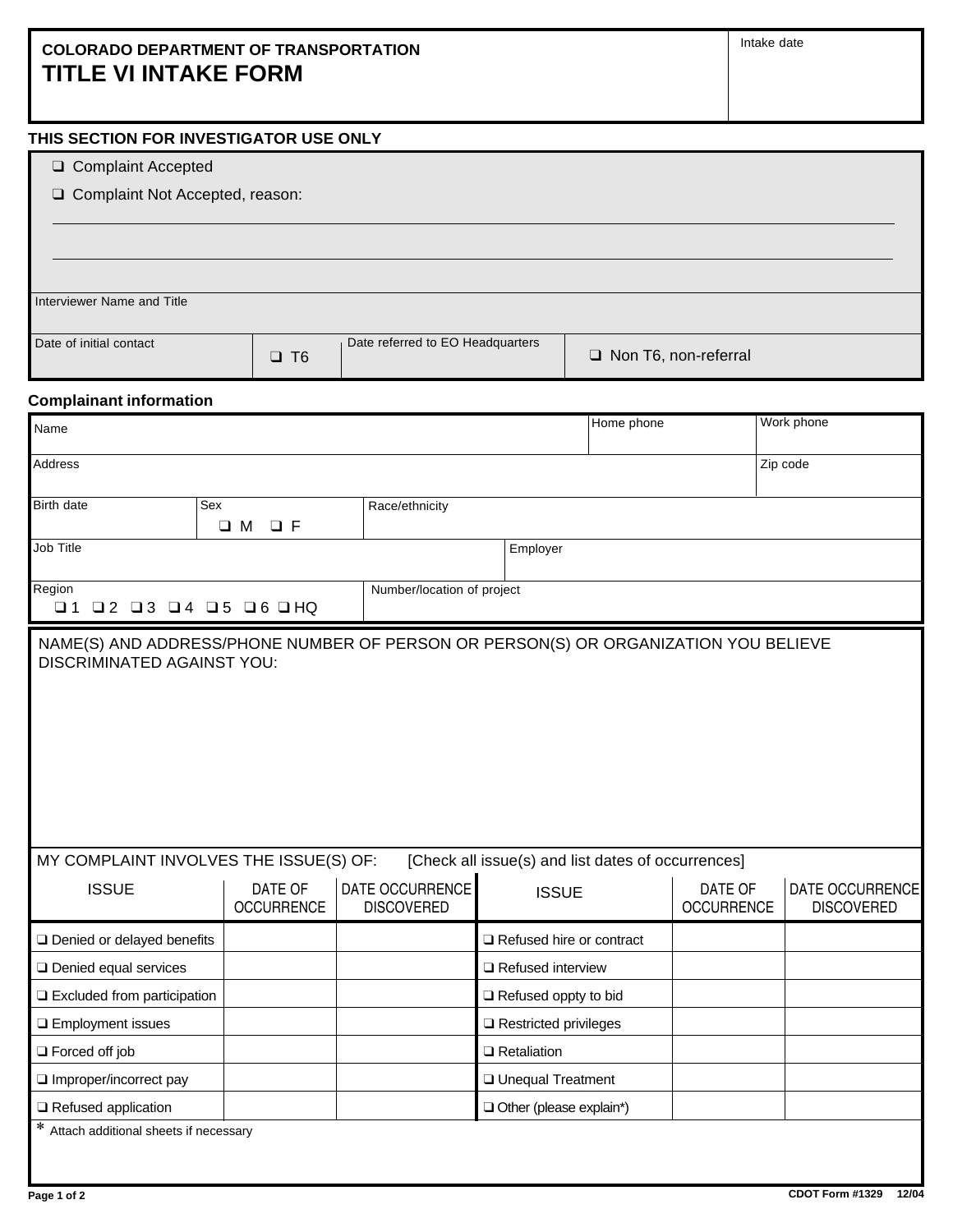**COLORADO DEPARTMENT OF TRANSPORTATION**

# TITLE VI INTAKE FORM

Intake date

### THIS SECTION FOR INVESTIGATOR USE ONLY

❑ Complaint Accepted

❑ Complaint Not Accepted, reason:

Interviewer Name and Title

| Date of initial contact | ❑ T6 | Date referred to EO Headquarters | ❑ Non T6, non-referral |
|---|---|---|---|
| | | | |

### Complainant information

| Name | Home phone | Work phone |
|---|---|---|
| | | |

| Address | Zip code |
|---|---|
| | |

| Birth date | Sex ❑ M ❑ F | Race/ethnicity |
|---|---|---|
| | | |

| Job Title | Employer |
|---|---|
| | |

| Region ❑ 1 ❑ 2 ❑ 3 ❑ 4 ❑ 5 ❑ 6 ❑ HQ | Number/location of project |
|---|---|
| | |

NAME(S) AND ADDRESS/PHONE NUMBER OF PERSON OR PERSON(S) OR ORGANIZATION YOU BELIEVE DISCRIMINATED AGAINST YOU:

MY COMPLAINT INVOLVES THE ISSUE(S) OF: [Check all issue(s) and list dates of occurrences]

| ISSUE | DATE OF OCCURRENCE | DATE OCCURRENCE DISCOVERED | ISSUE | DATE OF OCCURRENCE | DATE OCCURRENCE DISCOVERED |
|---|---|---|---|---|---|
| ❑ Denied or delayed benefits | | | ❑ Refused hire or contract | | |
| ❑ Denied equal services | | | ❑ Refused interview | | |
| ❑ Excluded from participation | | | ❑ Refused oppty to bid | | |
| ❑ Employment issues | | | ❑ Restricted privileges | | |
| ❑ Forced off job | | | ❑ Retaliation | | |
| ❑ Improper/incorrect pay | | | ❑ Unequal Treatment | | |
| ❑ Refused application | | | ❑ Other (please explain*) | | |

* Attach additional sheets if necessary

CDOT Form #1329 12/04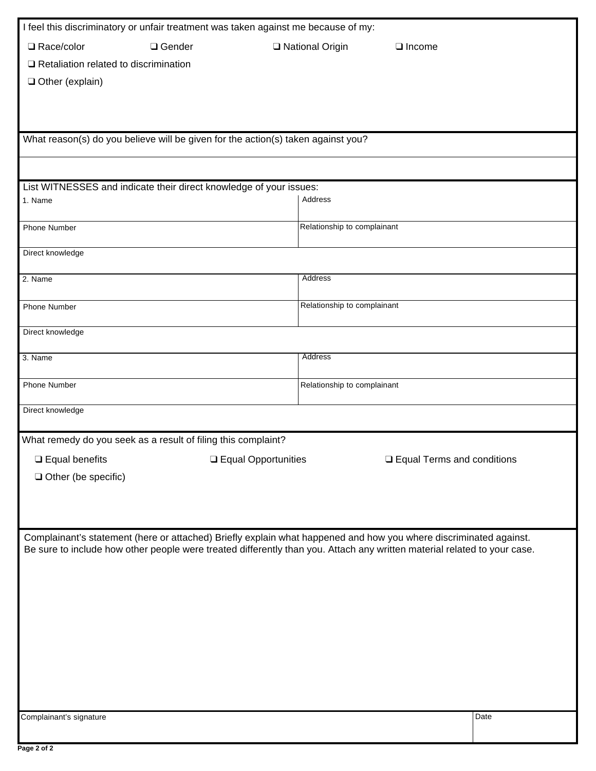I feel this discriminatory or unfair treatment was taken against me because of my:

- ❑ Race/color
- ❑ Gender
- ❑ National Origin
- ❑ Income
- ❑ Retaliation related to discrimination
- ❑ Other (explain)

What reason(s) do you believe will be given for the action(s) taken against you?

List WITNESSES and indicate their direct knowledge of your issues:

| | |
|---|---|
| 1. Name | Address |
| Phone Number | Relationship to complainant |
| Direct knowledge | |
| 2. Name | Address |
| Phone Number | Relationship to complainant |
| Direct knowledge | |
| 3. Name | Address |
| Phone Number | Relationship to complainant |
| Direct knowledge | |

What remedy do you seek as a result of filing this complaint?

- ❑ Equal benefits
- ❑ Equal Opportunities
- ❑ Equal Terms and conditions
- ❑ Other (be specific)

Complainant's statement (here or attached) Briefly explain what happened and how you where discriminated against. Be sure to include how other people were treated differently than you. Attach any written material related to your case.

| | |
|---|---|
| Complainant's signature | Date |